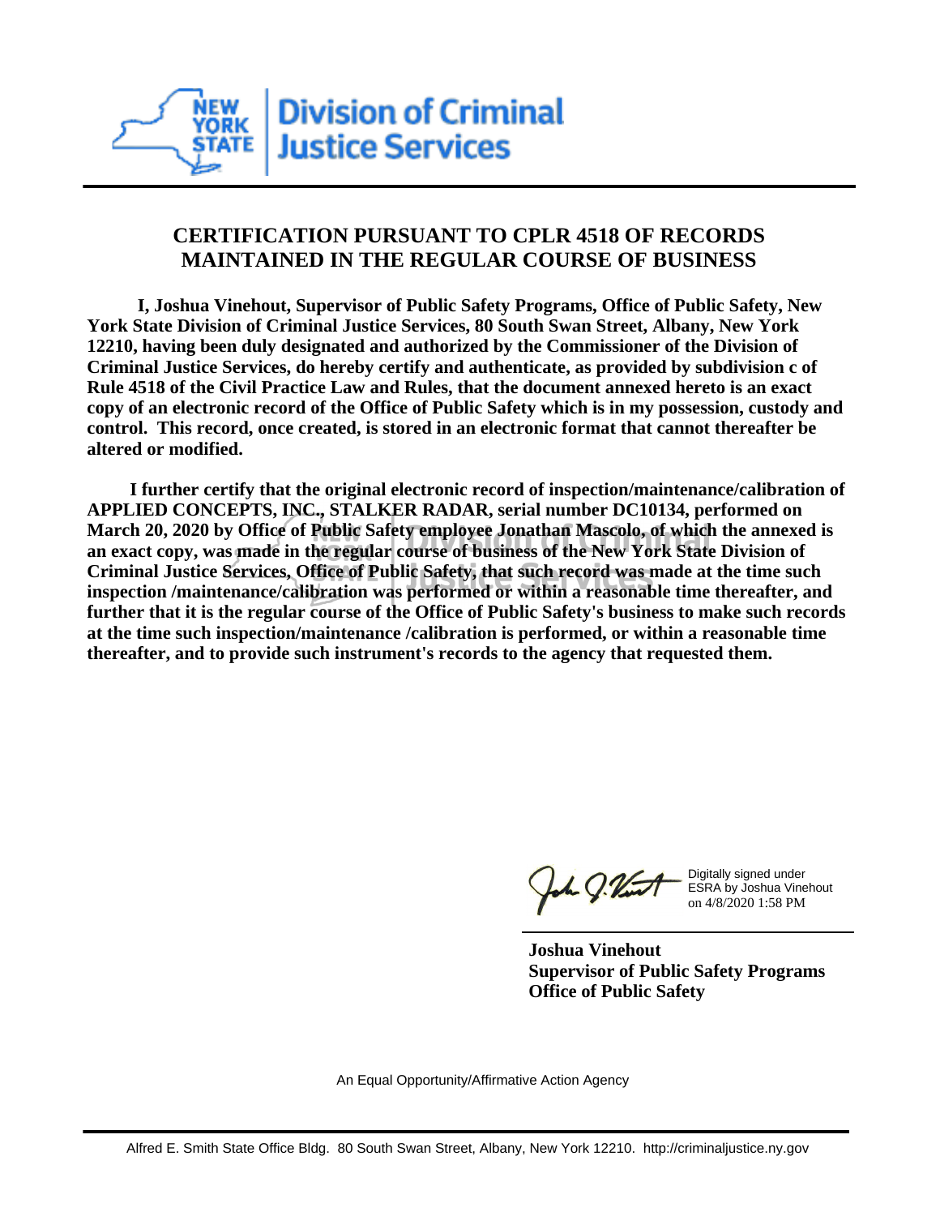**New York State Division of Criminal Justice Services**

## CERTIFICATION PURSUANT TO CPLR 4518 OF RECORDS MAINTAINED IN THE REGULAR COURSE OF BUSINESS

**I, Joshua Vinehout, Supervisor of Public Safety Programs, Office of Public Safety, New York State Division of Criminal Justice Services, 80 South Swan Street, Albany, New York 12210, having been duly designated and authorized by the Commissioner of the Division of Criminal Justice Services, do hereby certify and authenticate, as provided by subdivision c of Rule 4518 of the Civil Practice Law and Rules, that the document annexed hereto is an exact copy of an electronic record of the Office of Public Safety which is in my possession, custody and control. This record, once created, is stored in an electronic format that cannot thereafter be altered or modified.**

**I further certify that the original electronic record of inspection/maintenance/calibration of APPLIED CONCEPTS, INC., STALKER RADAR, serial number DC10134, performed on March 20, 2020 by Office of Public Safety employee Jonathan Mascolo, of which the annexed is an exact copy, was made in the regular course of business of the New York State Division of Criminal Justice Services, Office of Public Safety, that such record was made at the time such inspection /maintenance/calibration was performed or within a reasonable time thereafter, and further that it is the regular course of the Office of Public Safety's business to make such records at the time such inspection/maintenance /calibration is performed, or within a reasonable time thereafter, and to provide such instrument's records to the agency that requested them.**

Digitally signed under ESRA by Joshua Vinehout on 4/8/2020 1:58 PM

**Joshua Vinehout**
**Supervisor of Public Safety Programs**
**Office of Public Safety**

An Equal Opportunity/Affirmative Action Agency

Alfred E. Smith State Office Bldg. 80 South Swan Street, Albany, New York 12210. http://criminaljustice.ny.gov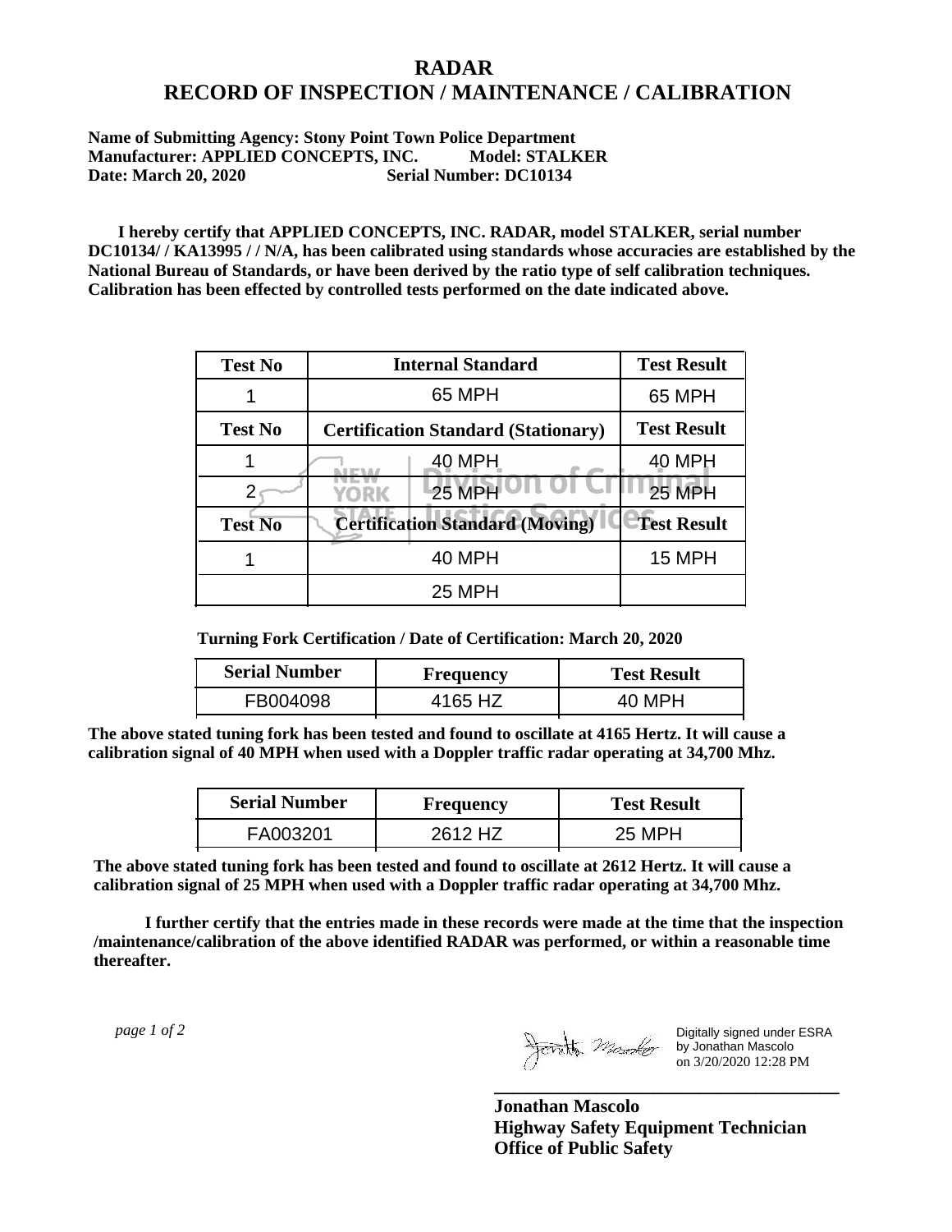# RADAR
# RECORD OF INSPECTION / MAINTENANCE / CALIBRATION

**Name of Submitting Agency: Stony Point Town Police Department**
**Manufacturer: APPLIED CONCEPTS, INC. Model: STALKER**
**Date: March 20, 2020 Serial Number: DC10134**

**I hereby certify that APPLIED CONCEPTS, INC. RADAR, model STALKER, serial number DC10134/ / KA13995 / / N/A, has been calibrated using standards whose accuracies are established by the National Bureau of Standards, or have been derived by the ratio type of self calibration techniques. Calibration has been effected by controlled tests performed on the date indicated above.**

| Test No | Internal Standard | Test Result |
|---|---|---|
| 1 | 65 MPH | 65 MPH |
| **Test No** | **Certification Standard (Stationary)** | **Test Result** |
| 1 | 40 MPH | 40 MPH |
| 2 | 25 MPH | 25 MPH |
| **Test No** | **Certification Standard (Moving)** | **Test Result** |
| 1 | 40 MPH | 15 MPH |
| | 25 MPH | |

**Turning Fork Certification / Date of Certification: March 20, 2020**

| Serial Number | Frequency | Test Result |
|---|---|---|
| FB004098 | 4165 HZ | 40 MPH |

**The above stated tuning fork has been tested and found to oscillate at 4165 Hertz. It will cause a calibration signal of 40 MPH when used with a Doppler traffic radar operating at 34,700 Mhz.**

| Serial Number | Frequency | Test Result |
|---|---|---|
| FA003201 | 2612 HZ | 25 MPH |

**The above stated tuning fork has been tested and found to oscillate at 2612 Hertz. It will cause a calibration signal of 25 MPH when used with a Doppler traffic radar operating at 34,700 Mhz.**

**I further certify that the entries made in these records were made at the time that the inspection /maintenance/calibration of the above identified RADAR was performed, or within a reasonable time thereafter.**

*page 1 of 2*

Digitally signed under ESRA by Jonathan Mascolo on 3/20/2020 12:28 PM

**Jonathan Mascolo**
**Highway Safety Equipment Technician**
**Office of Public Safety**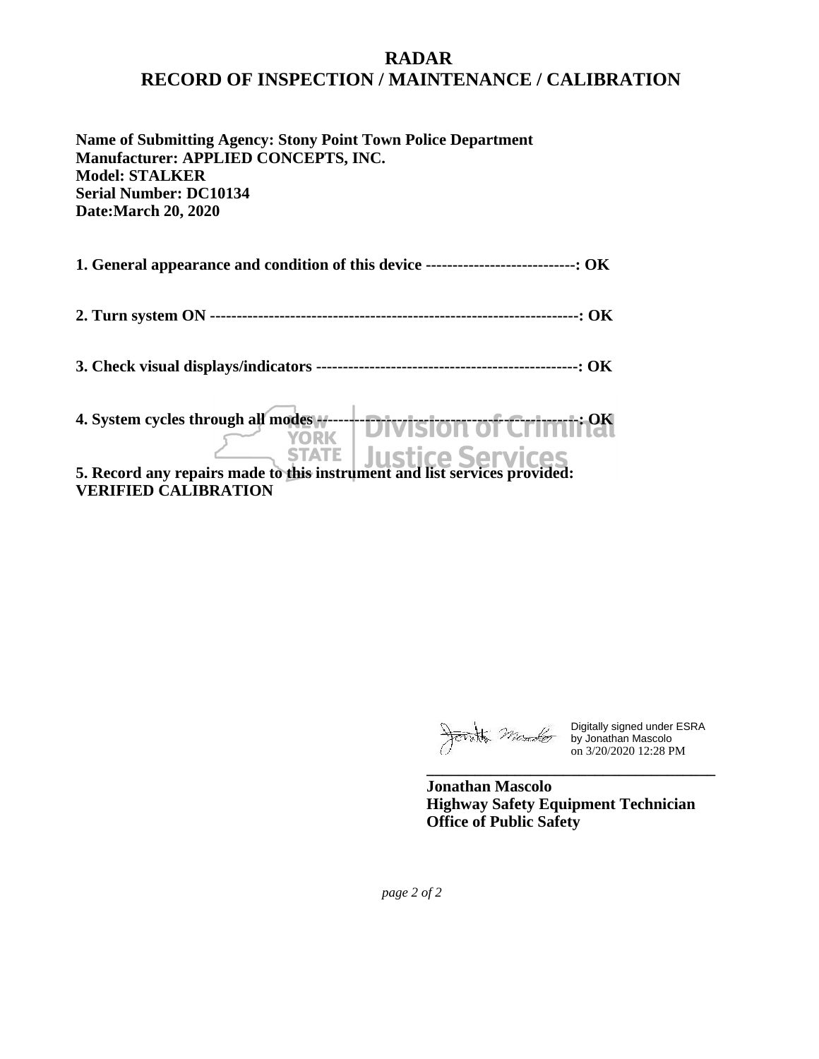# RADAR
# RECORD OF INSPECTION / MAINTENANCE / CALIBRATION

**Name of Submitting Agency: Stony Point Town Police Department**
**Manufacturer: APPLIED CONCEPTS, INC.**
**Model: STALKER**
**Serial Number: DC10134**
**Date:March 20, 2020**

**1. General appearance and condition of this device ----------------------------: OK**

**2. Turn system ON ------------------------------------------------------------------: OK**

**3. Check visual displays/indicators -------------------------------------------------: OK**

**4. System cycles through all modes -------------------------------------------------: OK**

**5. Record any repairs made to this instrument and list services provided:**
**VERIFIED CALIBRATION**

Digitally signed under ESRA by Jonathan Mascolo on 3/20/2020 12:28 PM

**Jonathan Mascolo**
**Highway Safety Equipment Technician**
**Office of Public Safety**